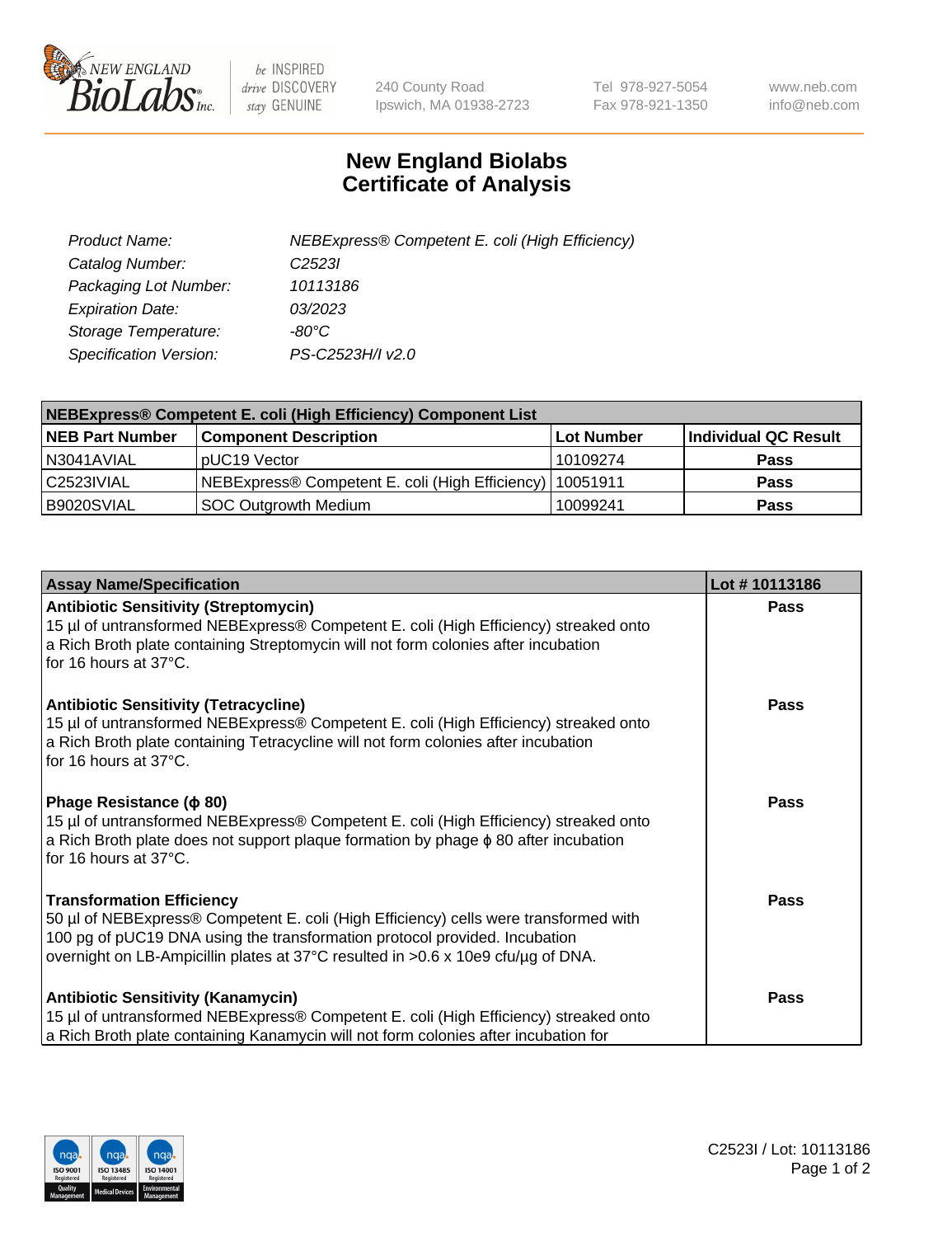# New England Biolabs Certificate of Analysis

| | |
|---|---|
| *Product Name:* | *NEBExpress® Competent E. coli (High Efficiency)* |
| *Catalog Number:* | *C2523I* |
| *Packaging Lot Number:* | *10113186* |
| *Expiration Date:* | *03/2023* |
| *Storage Temperature:* | *-80°C* |
| *Specification Version:* | *PS-C2523H/I v2.0* |

| NEBExpress® Competent E. coli (High Efficiency) Component List | | | |
|---|---|---|---|
| **NEB Part Number** | **Component Description** | **Lot Number** | **Individual QC Result** |
| N3041AVIAL | pUC19 Vector | 10109274 | **Pass** |
| C2523IVIAL | NEBExpress® Competent E. coli (High Efficiency) | 10051911 | **Pass** |
| B9020SVIAL | SOC Outgrowth Medium | 10099241 | **Pass** |

| Assay Name/Specification | Lot # 10113186 |
|---|---|
| **Antibiotic Sensitivity (Streptomycin)**<br>15 µl of untransformed NEBExpress® Competent E. coli (High Efficiency) streaked onto a Rich Broth plate containing Streptomycin will not form colonies after incubation for 16 hours at 37°C. | **Pass** |
| **Antibiotic Sensitivity (Tetracycline)**<br>15 µl of untransformed NEBExpress® Competent E. coli (High Efficiency) streaked onto a Rich Broth plate containing Tetracycline will not form colonies after incubation for 16 hours at 37°C. | **Pass** |
| **Phage Resistance (ϕ 80)**<br>15 µl of untransformed NEBExpress® Competent E. coli (High Efficiency) streaked onto a Rich Broth plate does not support plaque formation by phage ϕ 80 after incubation for 16 hours at 37°C. | **Pass** |
| **Transformation Efficiency**<br>50 µl of NEBExpress® Competent E. coli (High Efficiency) cells were transformed with 100 pg of pUC19 DNA using the transformation protocol provided. Incubation overnight on LB-Ampicillin plates at 37°C resulted in >0.6 x 10e9 cfu/µg of DNA. | **Pass** |
| **Antibiotic Sensitivity (Kanamycin)**<br>15 µl of untransformed NEBExpress® Competent E. coli (High Efficiency) streaked onto a Rich Broth plate containing Kanamycin will not form colonies after incubation for | **Pass** |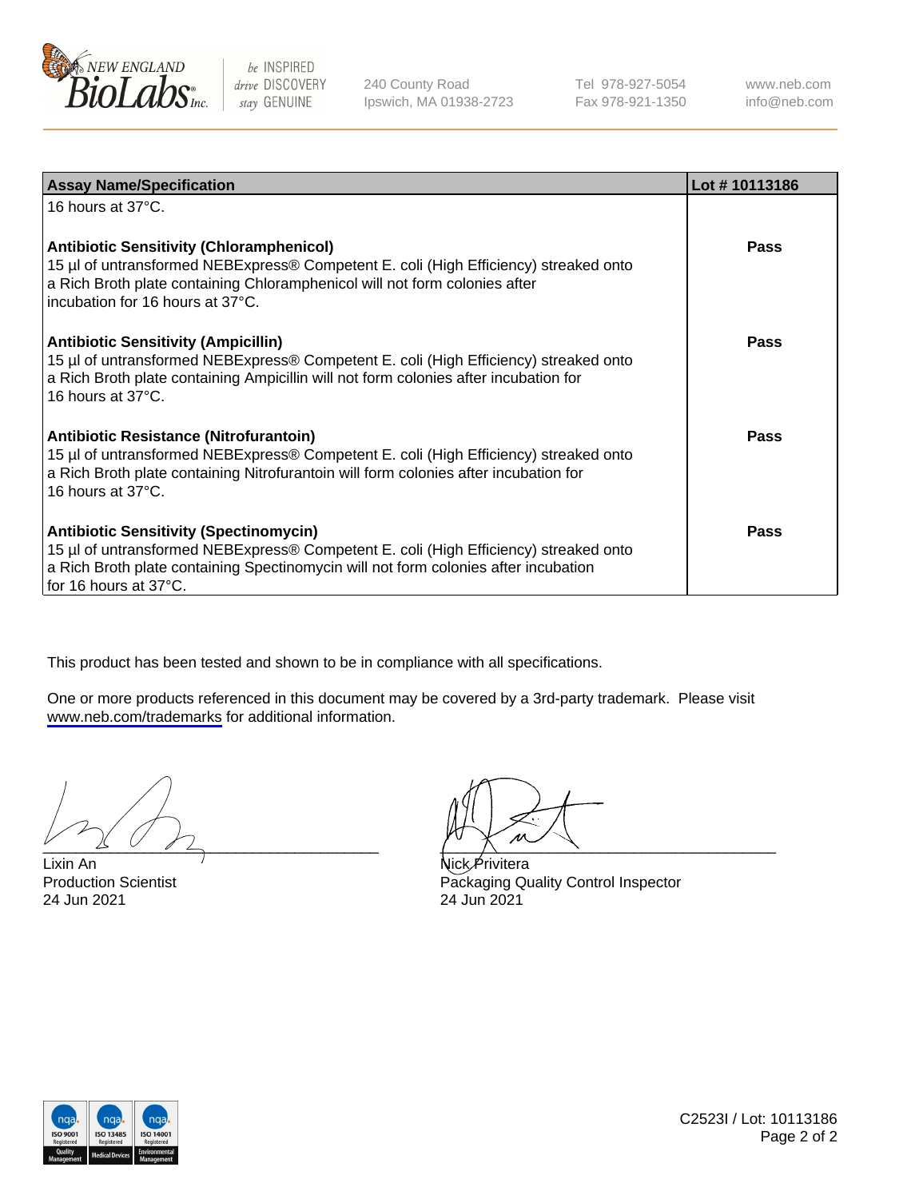| Assay Name/Specification | Lot # 10113186 |
| --- | --- |
| 16 hours at 37°C. | |
| **Antibiotic Sensitivity (Chloramphenicol)**<br>15 µl of untransformed NEBExpress® Competent E. coli (High Efficiency) streaked onto a Rich Broth plate containing Chloramphenicol will not form colonies after incubation for 16 hours at 37°C. | **Pass** |
| **Antibiotic Sensitivity (Ampicillin)**<br>15 µl of untransformed NEBExpress® Competent E. coli (High Efficiency) streaked onto a Rich Broth plate containing Ampicillin will not form colonies after incubation for 16 hours at 37°C. | **Pass** |
| **Antibiotic Resistance (Nitrofurantoin)**<br>15 µl of untransformed NEBExpress® Competent E. coli (High Efficiency) streaked onto a Rich Broth plate containing Nitrofurantoin will form colonies after incubation for 16 hours at 37°C. | **Pass** |
| **Antibiotic Sensitivity (Spectinomycin)**<br>15 µl of untransformed NEBExpress® Competent E. coli (High Efficiency) streaked onto a Rich Broth plate containing Spectinomycin will not form colonies after incubation for 16 hours at 37°C. | **Pass** |

This product has been tested and shown to be in compliance with all specifications.

One or more products referenced in this document may be covered by a 3rd-party trademark. Please visit www.neb.com/trademarks for additional information.

Lixin An
Production Scientist
24 Jun 2021

Nick Privitera
Packaging Quality Control Inspector
24 Jun 2021

C2523I / Lot: 10113186